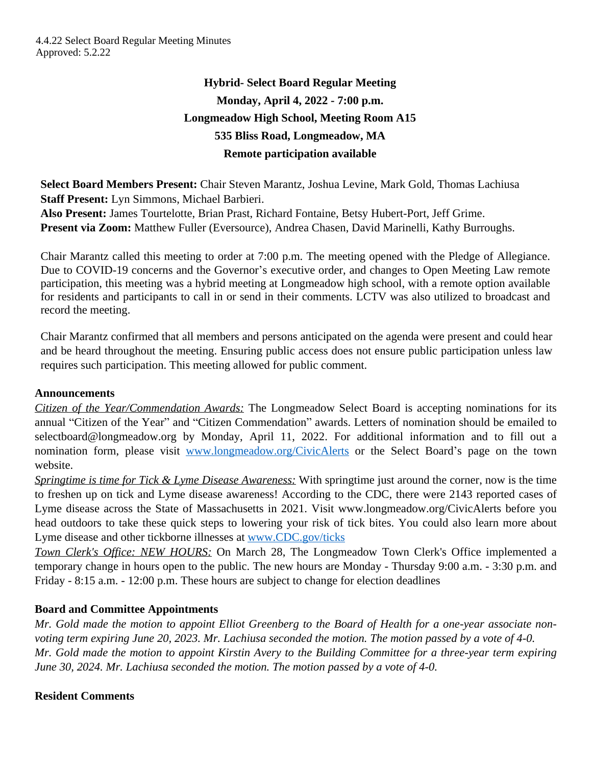4.4.22 Select Board Regular Meeting Minutes
Approved: 5.2.22

**Hybrid- Select Board Regular Meeting**

**Monday, April 4, 2022 - 7:00 p.m.**

**Longmeadow High School, Meeting Room A15**

**535 Bliss Road, Longmeadow, MA**

**Remote participation available**

**Select Board Members Present:** Chair Steven Marantz, Joshua Levine, Mark Gold, Thomas Lachiusa
**Staff Present:** Lyn Simmons, Michael Barbieri.
**Also Present:** James Tourtelotte, Brian Prast, Richard Fontaine, Betsy Hubert-Port, Jeff Grime.
**Present via Zoom:** Matthew Fuller (Eversource), Andrea Chasen, David Marinelli, Kathy Burroughs.

Chair Marantz called this meeting to order at 7:00 p.m. The meeting opened with the Pledge of Allegiance. Due to COVID-19 concerns and the Governor's executive order, and changes to Open Meeting Law remote participation, this meeting was a hybrid meeting at Longmeadow high school, with a remote option available for residents and participants to call in or send in their comments. LCTV was also utilized to broadcast and record the meeting.

Chair Marantz confirmed that all members and persons anticipated on the agenda were present and could hear and be heard throughout the meeting. Ensuring public access does not ensure public participation unless law requires such participation. This meeting allowed for public comment.

**Announcements**

*Citizen of the Year/Commendation Awards:* The Longmeadow Select Board is accepting nominations for its annual "Citizen of the Year" and "Citizen Commendation" awards. Letters of nomination should be emailed to selectboard@longmeadow.org by Monday, April 11, 2022. For additional information and to fill out a nomination form, please visit [www.longmeadow.org/CivicAlerts](www.longmeadow.org/CivicAlerts) or the Select Board's page on the town website.

*Springtime is time for Tick & Lyme Disease Awareness:* With springtime just around the corner, now is the time to freshen up on tick and Lyme disease awareness! According to the CDC, there were 2143 reported cases of Lyme disease across the State of Massachusetts in 2021. Visit www.longmeadow.org/CivicAlerts before you head outdoors to take these quick steps to lowering your risk of tick bites. You could also learn more about Lyme disease and other tickborne illnesses at [www.CDC.gov/ticks](www.CDC.gov/ticks)

*Town Clerk's Office: NEW HOURS:* On March 28, The Longmeadow Town Clerk's Office implemented a temporary change in hours open to the public. The new hours are Monday - Thursday 9:00 a.m. - 3:30 p.m. and Friday - 8:15 a.m. - 12:00 p.m. These hours are subject to change for election deadlines

**Board and Committee Appointments**

*Mr. Gold made the motion to appoint Elliot Greenberg to the Board of Health for a one-year associate non-voting term expiring June 20, 2023. Mr. Lachiusa seconded the motion. The motion passed by a vote of 4-0.*
*Mr. Gold made the motion to appoint Kirstin Avery to the Building Committee for a three-year term expiring June 30, 2024. Mr. Lachiusa seconded the motion. The motion passed by a vote of 4-0.*

**Resident Comments**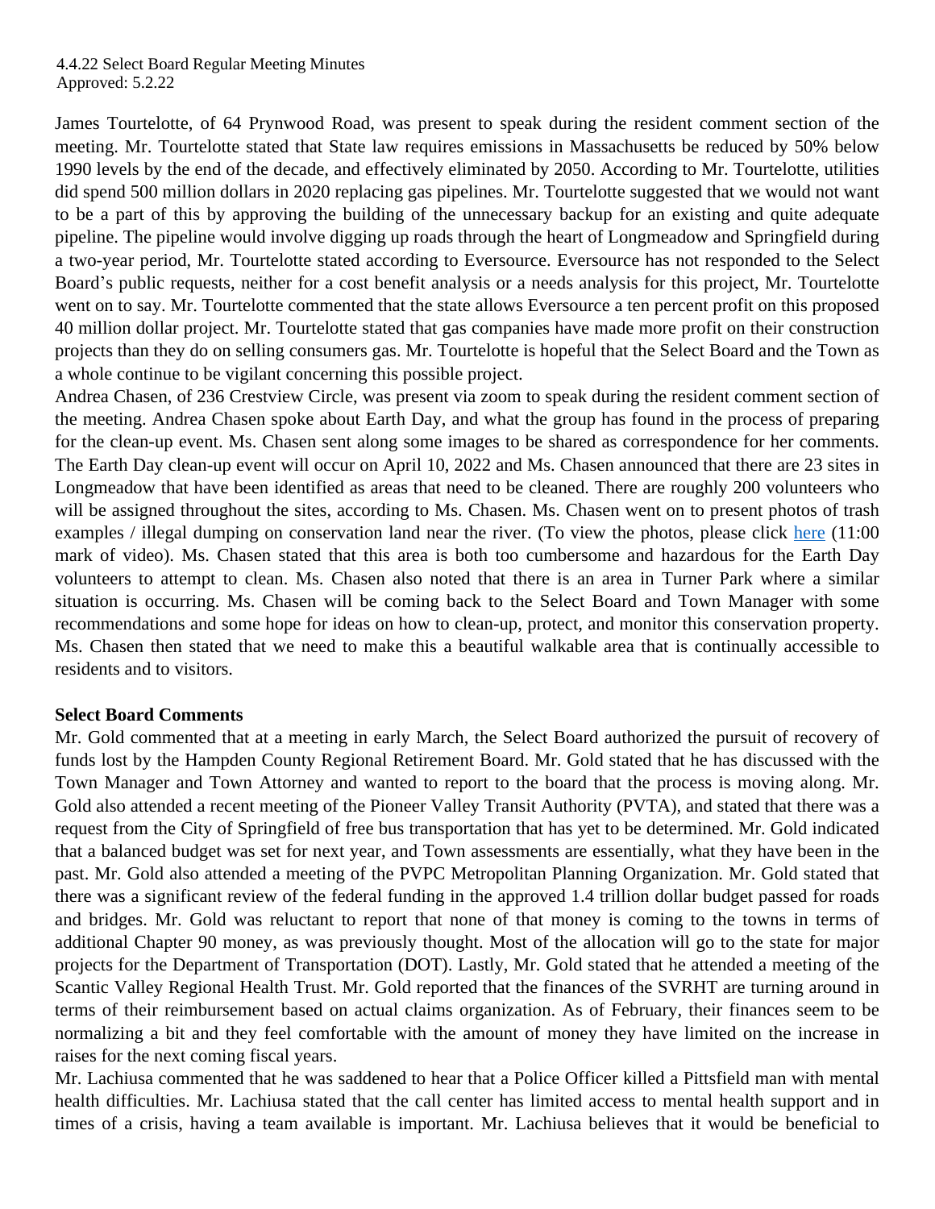James Tourtelotte, of 64 Prynwood Road, was present to speak during the resident comment section of the meeting. Mr. Tourtelotte stated that State law requires emissions in Massachusetts be reduced by 50% below 1990 levels by the end of the decade, and effectively eliminated by 2050. According to Mr. Tourtelotte, utilities did spend 500 million dollars in 2020 replacing gas pipelines. Mr. Tourtelotte suggested that we would not want to be a part of this by approving the building of the unnecessary backup for an existing and quite adequate pipeline. The pipeline would involve digging up roads through the heart of Longmeadow and Springfield during a two-year period, Mr. Tourtelotte stated according to Eversource. Eversource has not responded to the Select Board's public requests, neither for a cost benefit analysis or a needs analysis for this project, Mr. Tourtelotte went on to say. Mr. Tourtelotte commented that the state allows Eversource a ten percent profit on this proposed 40 million dollar project. Mr. Tourtelotte stated that gas companies have made more profit on their construction projects than they do on selling consumers gas. Mr. Tourtelotte is hopeful that the Select Board and the Town as a whole continue to be vigilant concerning this possible project.

Andrea Chasen, of 236 Crestview Circle, was present via zoom to speak during the resident comment section of the meeting. Andrea Chasen spoke about Earth Day, and what the group has found in the process of preparing for the clean-up event. Ms. Chasen sent along some images to be shared as correspondence for her comments. The Earth Day clean-up event will occur on April 10, 2022 and Ms. Chasen announced that there are 23 sites in Longmeadow that have been identified as areas that need to be cleaned. There are roughly 200 volunteers who will be assigned throughout the sites, according to Ms. Chasen. Ms. Chasen went on to present photos of trash examples / illegal dumping on conservation land near the river. (To view the photos, please click here (11:00 mark of video). Ms. Chasen stated that this area is both too cumbersome and hazardous for the Earth Day volunteers to attempt to clean. Ms. Chasen also noted that there is an area in Turner Park where a similar situation is occurring. Ms. Chasen will be coming back to the Select Board and Town Manager with some recommendations and some hope for ideas on how to clean-up, protect, and monitor this conservation property. Ms. Chasen then stated that we need to make this a beautiful walkable area that is continually accessible to residents and to visitors.

## Select Board Comments

Mr. Gold commented that at a meeting in early March, the Select Board authorized the pursuit of recovery of funds lost by the Hampden County Regional Retirement Board. Mr. Gold stated that he has discussed with the Town Manager and Town Attorney and wanted to report to the board that the process is moving along. Mr. Gold also attended a recent meeting of the Pioneer Valley Transit Authority (PVTA), and stated that there was a request from the City of Springfield of free bus transportation that has yet to be determined. Mr. Gold indicated that a balanced budget was set for next year, and Town assessments are essentially, what they have been in the past. Mr. Gold also attended a meeting of the PVPC Metropolitan Planning Organization. Mr. Gold stated that there was a significant review of the federal funding in the approved 1.4 trillion dollar budget passed for roads and bridges. Mr. Gold was reluctant to report that none of that money is coming to the towns in terms of additional Chapter 90 money, as was previously thought. Most of the allocation will go to the state for major projects for the Department of Transportation (DOT). Lastly, Mr. Gold stated that he attended a meeting of the Scantic Valley Regional Health Trust. Mr. Gold reported that the finances of the SVRHT are turning around in terms of their reimbursement based on actual claims organization. As of February, their finances seem to be normalizing a bit and they feel comfortable with the amount of money they have limited on the increase in raises for the next coming fiscal years.

Mr. Lachiusa commented that he was saddened to hear that a Police Officer killed a Pittsfield man with mental health difficulties. Mr. Lachiusa stated that the call center has limited access to mental health support and in times of a crisis, having a team available is important. Mr. Lachiusa believes that it would be beneficial to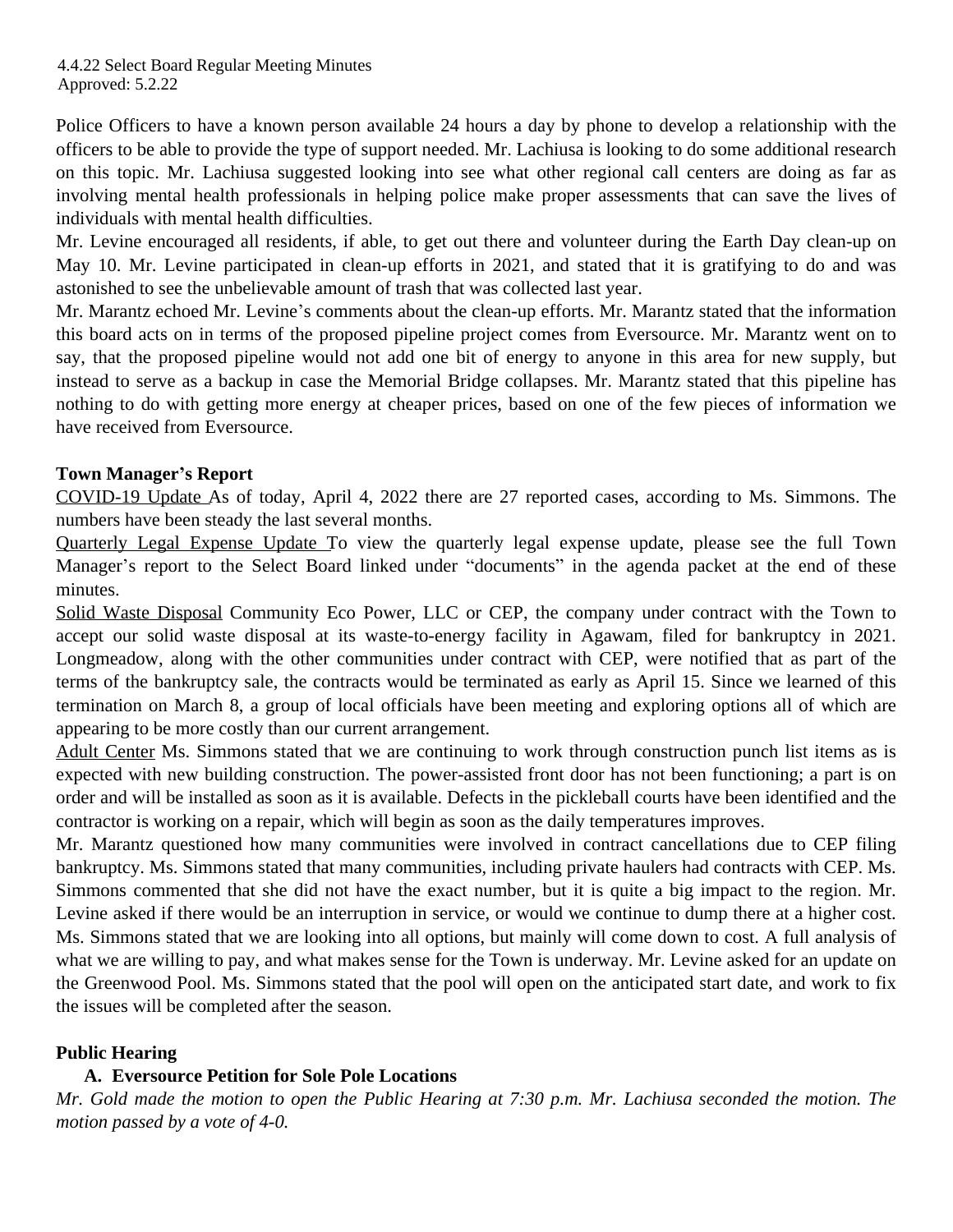Police Officers to have a known person available 24 hours a day by phone to develop a relationship with the officers to be able to provide the type of support needed. Mr. Lachiusa is looking to do some additional research on this topic. Mr. Lachiusa suggested looking into see what other regional call centers are doing as far as involving mental health professionals in helping police make proper assessments that can save the lives of individuals with mental health difficulties.

Mr. Levine encouraged all residents, if able, to get out there and volunteer during the Earth Day clean-up on May 10. Mr. Levine participated in clean-up efforts in 2021, and stated that it is gratifying to do and was astonished to see the unbelievable amount of trash that was collected last year.

Mr. Marantz echoed Mr. Levine's comments about the clean-up efforts. Mr. Marantz stated that the information this board acts on in terms of the proposed pipeline project comes from Eversource. Mr. Marantz went on to say, that the proposed pipeline would not add one bit of energy to anyone in this area for new supply, but instead to serve as a backup in case the Memorial Bridge collapses. Mr. Marantz stated that this pipeline has nothing to do with getting more energy at cheaper prices, based on one of the few pieces of information we have received from Eversource.

**Town Manager's Report**

COVID-19 Update As of today, April 4, 2022 there are 27 reported cases, according to Ms. Simmons. The numbers have been steady the last several months.

Quarterly Legal Expense Update To view the quarterly legal expense update, please see the full Town Manager's report to the Select Board linked under "documents" in the agenda packet at the end of these minutes.

Solid Waste Disposal Community Eco Power, LLC or CEP, the company under contract with the Town to accept our solid waste disposal at its waste-to-energy facility in Agawam, filed for bankruptcy in 2021. Longmeadow, along with the other communities under contract with CEP, were notified that as part of the terms of the bankruptcy sale, the contracts would be terminated as early as April 15. Since we learned of this termination on March 8, a group of local officials have been meeting and exploring options all of which are appearing to be more costly than our current arrangement.

Adult Center Ms. Simmons stated that we are continuing to work through construction punch list items as is expected with new building construction. The power-assisted front door has not been functioning; a part is on order and will be installed as soon as it is available. Defects in the pickleball courts have been identified and the contractor is working on a repair, which will begin as soon as the daily temperatures improves.

Mr. Marantz questioned how many communities were involved in contract cancellations due to CEP filing bankruptcy. Ms. Simmons stated that many communities, including private haulers had contracts with CEP. Ms. Simmons commented that she did not have the exact number, but it is quite a big impact to the region. Mr. Levine asked if there would be an interruption in service, or would we continue to dump there at a higher cost. Ms. Simmons stated that we are looking into all options, but mainly will come down to cost. A full analysis of what we are willing to pay, and what makes sense for the Town is underway. Mr. Levine asked for an update on the Greenwood Pool. Ms. Simmons stated that the pool will open on the anticipated start date, and work to fix the issues will be completed after the season.

**Public Hearing**

**A. Eversource Petition for Sole Pole Locations**

*Mr. Gold made the motion to open the Public Hearing at 7:30 p.m. Mr. Lachiusa seconded the motion. The motion passed by a vote of 4-0.*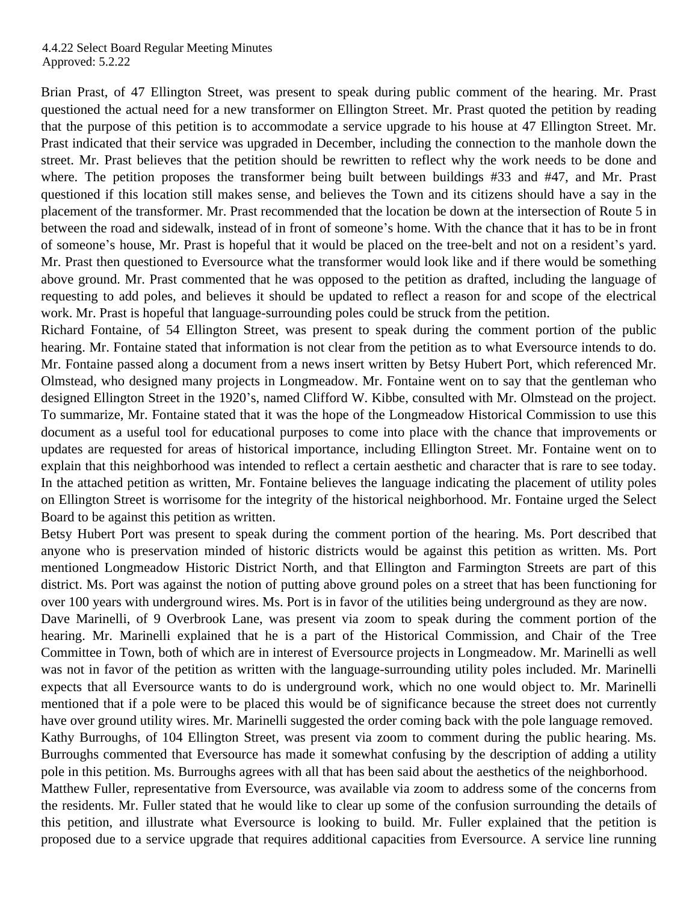Brian Prast, of 47 Ellington Street, was present to speak during public comment of the hearing. Mr. Prast questioned the actual need for a new transformer on Ellington Street. Mr. Prast quoted the petition by reading that the purpose of this petition is to accommodate a service upgrade to his house at 47 Ellington Street. Mr. Prast indicated that their service was upgraded in December, including the connection to the manhole down the street. Mr. Prast believes that the petition should be rewritten to reflect why the work needs to be done and where. The petition proposes the transformer being built between buildings #33 and #47, and Mr. Prast questioned if this location still makes sense, and believes the Town and its citizens should have a say in the placement of the transformer. Mr. Prast recommended that the location be down at the intersection of Route 5 in between the road and sidewalk, instead of in front of someone's home. With the chance that it has to be in front of someone's house, Mr. Prast is hopeful that it would be placed on the tree-belt and not on a resident's yard. Mr. Prast then questioned to Eversource what the transformer would look like and if there would be something above ground. Mr. Prast commented that he was opposed to the petition as drafted, including the language of requesting to add poles, and believes it should be updated to reflect a reason for and scope of the electrical work. Mr. Prast is hopeful that language-surrounding poles could be struck from the petition.

Richard Fontaine, of 54 Ellington Street, was present to speak during the comment portion of the public hearing. Mr. Fontaine stated that information is not clear from the petition as to what Eversource intends to do. Mr. Fontaine passed along a document from a news insert written by Betsy Hubert Port, which referenced Mr. Olmstead, who designed many projects in Longmeadow. Mr. Fontaine went on to say that the gentleman who designed Ellington Street in the 1920's, named Clifford W. Kibbe, consulted with Mr. Olmstead on the project. To summarize, Mr. Fontaine stated that it was the hope of the Longmeadow Historical Commission to use this document as a useful tool for educational purposes to come into place with the chance that improvements or updates are requested for areas of historical importance, including Ellington Street. Mr. Fontaine went on to explain that this neighborhood was intended to reflect a certain aesthetic and character that is rare to see today. In the attached petition as written, Mr. Fontaine believes the language indicating the placement of utility poles on Ellington Street is worrisome for the integrity of the historical neighborhood. Mr. Fontaine urged the Select Board to be against this petition as written.

Betsy Hubert Port was present to speak during the comment portion of the hearing. Ms. Port described that anyone who is preservation minded of historic districts would be against this petition as written. Ms. Port mentioned Longmeadow Historic District North, and that Ellington and Farmington Streets are part of this district. Ms. Port was against the notion of putting above ground poles on a street that has been functioning for over 100 years with underground wires. Ms. Port is in favor of the utilities being underground as they are now.

Dave Marinelli, of 9 Overbrook Lane, was present via zoom to speak during the comment portion of the hearing. Mr. Marinelli explained that he is a part of the Historical Commission, and Chair of the Tree Committee in Town, both of which are in interest of Eversource projects in Longmeadow. Mr. Marinelli as well was not in favor of the petition as written with the language-surrounding utility poles included. Mr. Marinelli expects that all Eversource wants to do is underground work, which no one would object to. Mr. Marinelli mentioned that if a pole were to be placed this would be of significance because the street does not currently have over ground utility wires. Mr. Marinelli suggested the order coming back with the pole language removed.

Kathy Burroughs, of 104 Ellington Street, was present via zoom to comment during the public hearing. Ms. Burroughs commented that Eversource has made it somewhat confusing by the description of adding a utility pole in this petition. Ms. Burroughs agrees with all that has been said about the aesthetics of the neighborhood.

Matthew Fuller, representative from Eversource, was available via zoom to address some of the concerns from the residents. Mr. Fuller stated that he would like to clear up some of the confusion surrounding the details of this petition, and illustrate what Eversource is looking to build. Mr. Fuller explained that the petition is proposed due to a service upgrade that requires additional capacities from Eversource. A service line running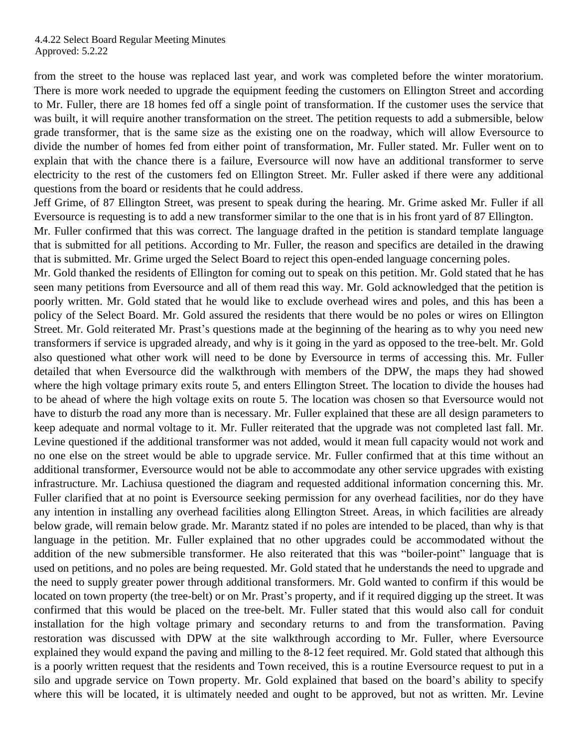from the street to the house was replaced last year, and work was completed before the winter moratorium. There is more work needed to upgrade the equipment feeding the customers on Ellington Street and according to Mr. Fuller, there are 18 homes fed off a single point of transformation. If the customer uses the service that was built, it will require another transformation on the street. The petition requests to add a submersible, below grade transformer, that is the same size as the existing one on the roadway, which will allow Eversource to divide the number of homes fed from either point of transformation, Mr. Fuller stated. Mr. Fuller went on to explain that with the chance there is a failure, Eversource will now have an additional transformer to serve electricity to the rest of the customers fed on Ellington Street. Mr. Fuller asked if there were any additional questions from the board or residents that he could address.

Jeff Grime, of 87 Ellington Street, was present to speak during the hearing. Mr. Grime asked Mr. Fuller if all Eversource is requesting is to add a new transformer similar to the one that is in his front yard of 87 Ellington.

Mr. Fuller confirmed that this was correct. The language drafted in the petition is standard template language that is submitted for all petitions. According to Mr. Fuller, the reason and specifics are detailed in the drawing that is submitted. Mr. Grime urged the Select Board to reject this open-ended language concerning poles.

Mr. Gold thanked the residents of Ellington for coming out to speak on this petition. Mr. Gold stated that he has seen many petitions from Eversource and all of them read this way. Mr. Gold acknowledged that the petition is poorly written. Mr. Gold stated that he would like to exclude overhead wires and poles, and this has been a policy of the Select Board. Mr. Gold assured the residents that there would be no poles or wires on Ellington Street. Mr. Gold reiterated Mr. Prast's questions made at the beginning of the hearing as to why you need new transformers if service is upgraded already, and why is it going in the yard as opposed to the tree-belt. Mr. Gold also questioned what other work will need to be done by Eversource in terms of accessing this. Mr. Fuller detailed that when Eversource did the walkthrough with members of the DPW, the maps they had showed where the high voltage primary exits route 5, and enters Ellington Street. The location to divide the houses had to be ahead of where the high voltage exits on route 5. The location was chosen so that Eversource would not have to disturb the road any more than is necessary. Mr. Fuller explained that these are all design parameters to keep adequate and normal voltage to it. Mr. Fuller reiterated that the upgrade was not completed last fall. Mr. Levine questioned if the additional transformer was not added, would it mean full capacity would not work and no one else on the street would be able to upgrade service. Mr. Fuller confirmed that at this time without an additional transformer, Eversource would not be able to accommodate any other service upgrades with existing infrastructure. Mr. Lachiusa questioned the diagram and requested additional information concerning this. Mr. Fuller clarified that at no point is Eversource seeking permission for any overhead facilities, nor do they have any intention in installing any overhead facilities along Ellington Street. Areas, in which facilities are already below grade, will remain below grade. Mr. Marantz stated if no poles are intended to be placed, than why is that language in the petition. Mr. Fuller explained that no other upgrades could be accommodated without the addition of the new submersible transformer. He also reiterated that this was "boiler-point" language that is used on petitions, and no poles are being requested. Mr. Gold stated that he understands the need to upgrade and the need to supply greater power through additional transformers. Mr. Gold wanted to confirm if this would be located on town property (the tree-belt) or on Mr. Prast's property, and if it required digging up the street. It was confirmed that this would be placed on the tree-belt. Mr. Fuller stated that this would also call for conduit installation for the high voltage primary and secondary returns to and from the transformation. Paving restoration was discussed with DPW at the site walkthrough according to Mr. Fuller, where Eversource explained they would expand the paving and milling to the 8-12 feet required. Mr. Gold stated that although this is a poorly written request that the residents and Town received, this is a routine Eversource request to put in a silo and upgrade service on Town property. Mr. Gold explained that based on the board's ability to specify where this will be located, it is ultimately needed and ought to be approved, but not as written. Mr. Levine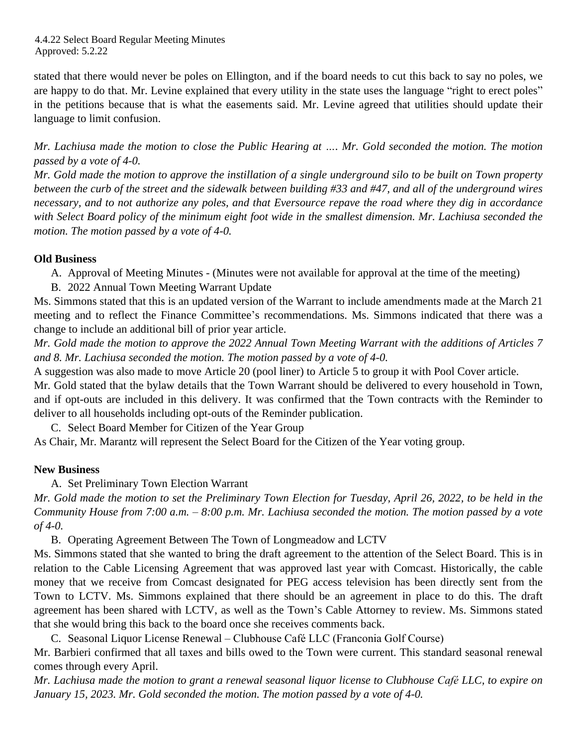stated that there would never be poles on Ellington, and if the board needs to cut this back to say no poles, we are happy to do that. Mr. Levine explained that every utility in the state uses the language "right to erect poles" in the petitions because that is what the easements said. Mr. Levine agreed that utilities should update their language to limit confusion.

*Mr. Lachiusa made the motion to close the Public Hearing at …. Mr. Gold seconded the motion. The motion passed by a vote of 4-0.*

*Mr. Gold made the motion to approve the instillation of a single underground silo to be built on Town property between the curb of the street and the sidewalk between building #33 and #47, and all of the underground wires necessary, and to not authorize any poles, and that Eversource repave the road where they dig in accordance with Select Board policy of the minimum eight foot wide in the smallest dimension. Mr. Lachiusa seconded the motion. The motion passed by a vote of 4-0.*

**Old Business**

A. Approval of Meeting Minutes - (Minutes were not available for approval at the time of the meeting)

B. 2022 Annual Town Meeting Warrant Update

Ms. Simmons stated that this is an updated version of the Warrant to include amendments made at the March 21 meeting and to reflect the Finance Committee's recommendations. Ms. Simmons indicated that there was a change to include an additional bill of prior year article.

*Mr. Gold made the motion to approve the 2022 Annual Town Meeting Warrant with the additions of Articles 7 and 8. Mr. Lachiusa seconded the motion. The motion passed by a vote of 4-0.*

A suggestion was also made to move Article 20 (pool liner) to Article 5 to group it with Pool Cover article.

Mr. Gold stated that the bylaw details that the Town Warrant should be delivered to every household in Town, and if opt-outs are included in this delivery. It was confirmed that the Town contracts with the Reminder to deliver to all households including opt-outs of the Reminder publication.

C. Select Board Member for Citizen of the Year Group

As Chair, Mr. Marantz will represent the Select Board for the Citizen of the Year voting group.

**New Business**

A. Set Preliminary Town Election Warrant

*Mr. Gold made the motion to set the Preliminary Town Election for Tuesday, April 26, 2022, to be held in the Community House from 7:00 a.m. – 8:00 p.m. Mr. Lachiusa seconded the motion. The motion passed by a vote of 4-0.*

B. Operating Agreement Between The Town of Longmeadow and LCTV

Ms. Simmons stated that she wanted to bring the draft agreement to the attention of the Select Board. This is in relation to the Cable Licensing Agreement that was approved last year with Comcast. Historically, the cable money that we receive from Comcast designated for PEG access television has been directly sent from the Town to LCTV. Ms. Simmons explained that there should be an agreement in place to do this. The draft agreement has been shared with LCTV, as well as the Town's Cable Attorney to review. Ms. Simmons stated that she would bring this back to the board once she receives comments back.

C. Seasonal Liquor License Renewal – Clubhouse Café LLC (Franconia Golf Course)

Mr. Barbieri confirmed that all taxes and bills owed to the Town were current. This standard seasonal renewal comes through every April.

*Mr. Lachiusa made the motion to grant a renewal seasonal liquor license to Clubhouse Café LLC, to expire on January 15, 2023. Mr. Gold seconded the motion. The motion passed by a vote of 4-0.*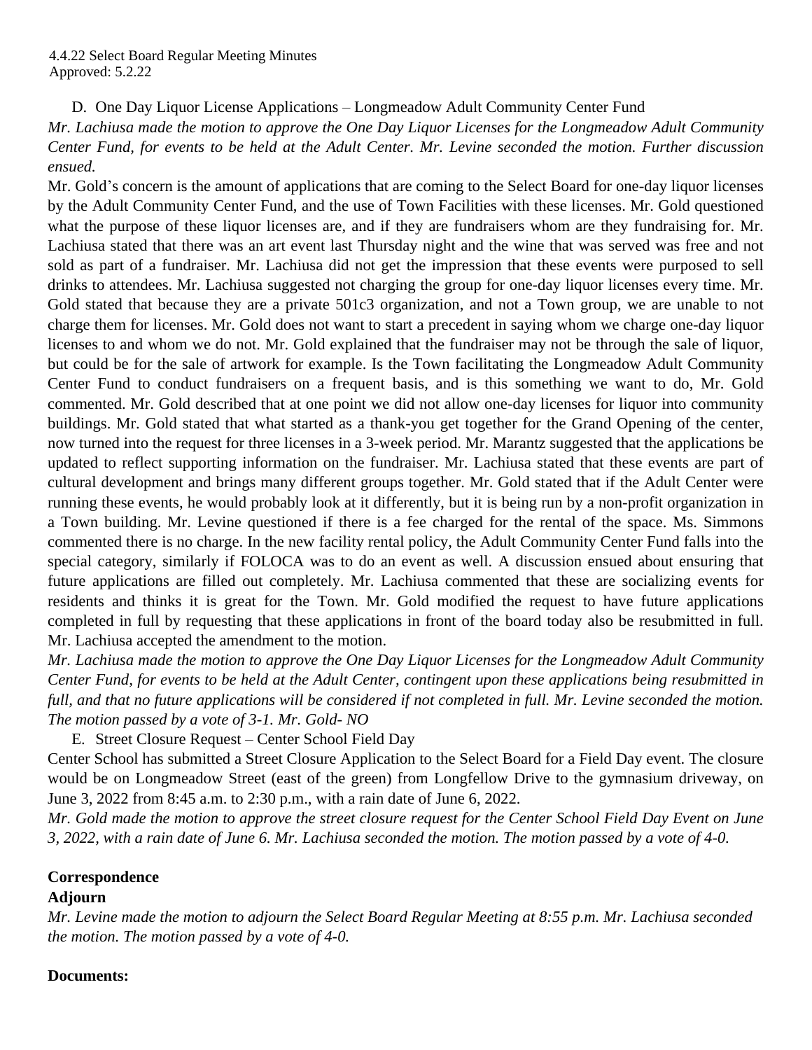D. One Day Liquor License Applications – Longmeadow Adult Community Center Fund

*Mr. Lachiusa made the motion to approve the One Day Liquor Licenses for the Longmeadow Adult Community Center Fund, for events to be held at the Adult Center. Mr. Levine seconded the motion. Further discussion ensued.*

Mr. Gold's concern is the amount of applications that are coming to the Select Board for one-day liquor licenses by the Adult Community Center Fund, and the use of Town Facilities with these licenses. Mr. Gold questioned what the purpose of these liquor licenses are, and if they are fundraisers whom are they fundraising for. Mr. Lachiusa stated that there was an art event last Thursday night and the wine that was served was free and not sold as part of a fundraiser. Mr. Lachiusa did not get the impression that these events were purposed to sell drinks to attendees. Mr. Lachiusa suggested not charging the group for one-day liquor licenses every time. Mr. Gold stated that because they are a private 501c3 organization, and not a Town group, we are unable to not charge them for licenses. Mr. Gold does not want to start a precedent in saying whom we charge one-day liquor licenses to and whom we do not. Mr. Gold explained that the fundraiser may not be through the sale of liquor, but could be for the sale of artwork for example. Is the Town facilitating the Longmeadow Adult Community Center Fund to conduct fundraisers on a frequent basis, and is this something we want to do, Mr. Gold commented. Mr. Gold described that at one point we did not allow one-day licenses for liquor into community buildings. Mr. Gold stated that what started as a thank-you get together for the Grand Opening of the center, now turned into the request for three licenses in a 3-week period. Mr. Marantz suggested that the applications be updated to reflect supporting information on the fundraiser. Mr. Lachiusa stated that these events are part of cultural development and brings many different groups together. Mr. Gold stated that if the Adult Center were running these events, he would probably look at it differently, but it is being run by a non-profit organization in a Town building. Mr. Levine questioned if there is a fee charged for the rental of the space. Ms. Simmons commented there is no charge. In the new facility rental policy, the Adult Community Center Fund falls into the special category, similarly if FOLOCA was to do an event as well. A discussion ensued about ensuring that future applications are filled out completely. Mr. Lachiusa commented that these are socializing events for residents and thinks it is great for the Town. Mr. Gold modified the request to have future applications completed in full by requesting that these applications in front of the board today also be resubmitted in full. Mr. Lachiusa accepted the amendment to the motion.

*Mr. Lachiusa made the motion to approve the One Day Liquor Licenses for the Longmeadow Adult Community Center Fund, for events to be held at the Adult Center, contingent upon these applications being resubmitted in full, and that no future applications will be considered if not completed in full. Mr. Levine seconded the motion. The motion passed by a vote of 3-1. Mr. Gold- NO*

E. Street Closure Request – Center School Field Day

Center School has submitted a Street Closure Application to the Select Board for a Field Day event. The closure would be on Longmeadow Street (east of the green) from Longfellow Drive to the gymnasium driveway, on June 3, 2022 from 8:45 a.m. to 2:30 p.m., with a rain date of June 6, 2022.

*Mr. Gold made the motion to approve the street closure request for the Center School Field Day Event on June 3, 2022, with a rain date of June 6. Mr. Lachiusa seconded the motion. The motion passed by a vote of 4-0.*

**Correspondence**

**Adjourn**

*Mr. Levine made the motion to adjourn the Select Board Regular Meeting at 8:55 p.m. Mr. Lachiusa seconded the motion. The motion passed by a vote of 4-0.*

**Documents:**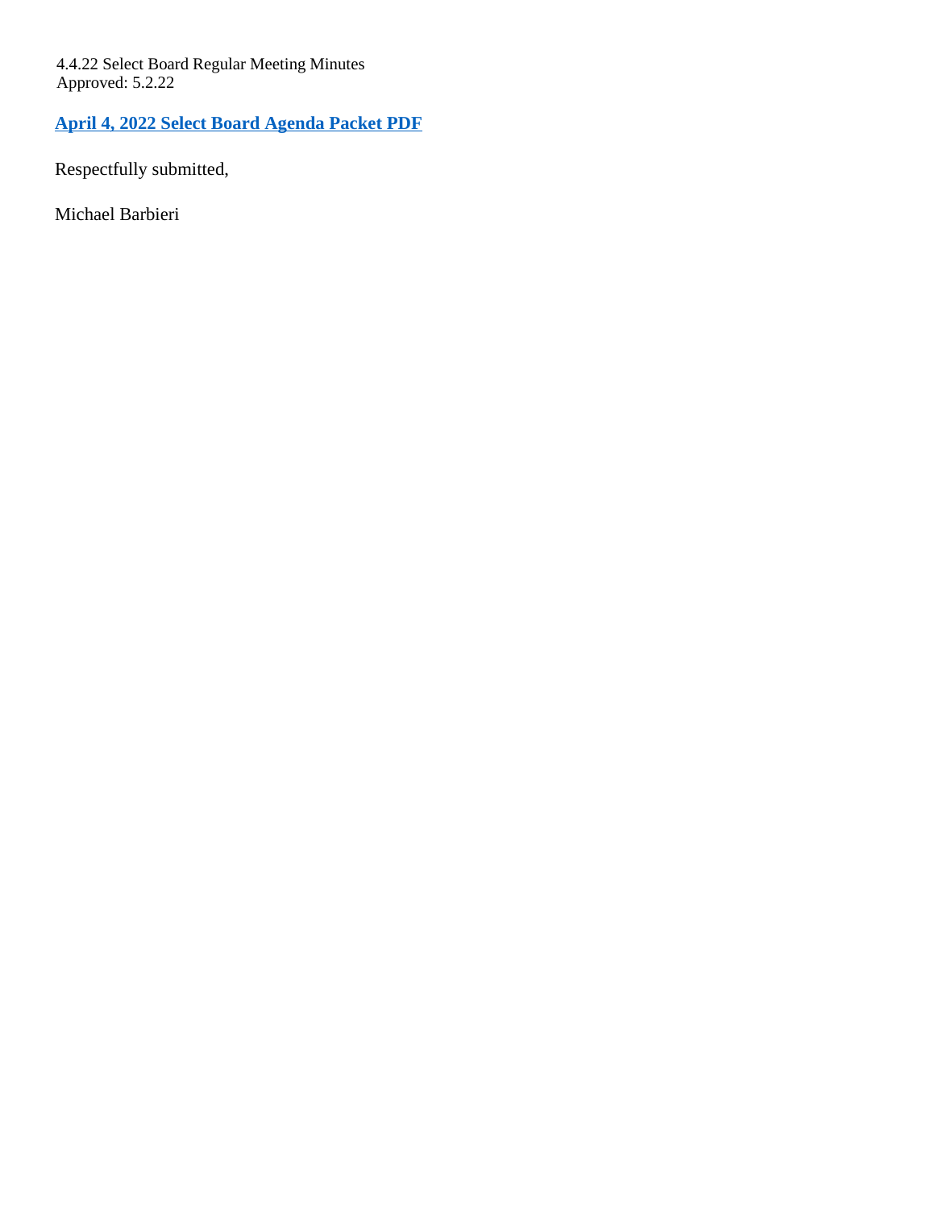**April 4, 2022 Select Board Agenda Packet PDF**

Respectfully submitted,

Michael Barbieri